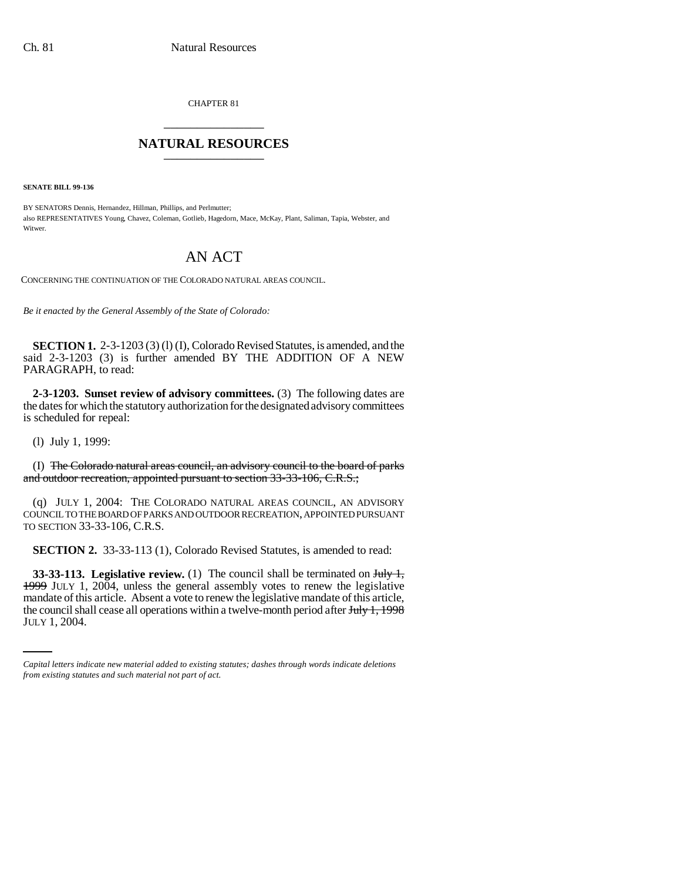CHAPTER 81

## NATURAL RESOURCES

**SENATE BILL 99-136**

BY SENATORS Dennis, Hernandez, Hillman, Phillips, and Perlmutter;
also REPRESENTATIVES Young, Chavez, Coleman, Gotlieb, Hagedorn, Mace, McKay, Plant, Saliman, Tapia, Webster, and Witwer.

# AN ACT

CONCERNING THE CONTINUATION OF THE COLORADO NATURAL AREAS COUNCIL.

*Be it enacted by the General Assembly of the State of Colorado:*

**SECTION 1.** 2-3-1203 (3) (l) (I), Colorado Revised Statutes, is amended, and the said 2-3-1203 (3) is further amended BY THE ADDITION OF A NEW PARAGRAPH, to read:

**2-3-1203. Sunset review of advisory committees.** (3) The following dates are the dates for which the statutory authorization for the designated advisory committees is scheduled for repeal:

(l) July 1, 1999:

(I) ~~The Colorado natural areas council, an advisory council to the board of parks and outdoor recreation, appointed pursuant to section 33-33-106, C.R.S.;~~

(q) JULY 1, 2004: THE COLORADO NATURAL AREAS COUNCIL, AN ADVISORY COUNCIL TO THE BOARD OF PARKS AND OUTDOOR RECREATION, APPOINTED PURSUANT TO SECTION 33-33-106, C.R.S.

**SECTION 2.** 33-33-113 (1), Colorado Revised Statutes, is amended to read:

**33-33-113. Legislative review.** (1) The council shall be terminated on ~~July 1, 1999~~ JULY 1, 2004, unless the general assembly votes to renew the legislative mandate of this article. Absent a vote to renew the legislative mandate of this article, the council shall cease all operations within a twelve-month period after ~~July 1, 1998~~ JULY 1, 2004.

*Capital letters indicate new material added to existing statutes; dashes through words indicate deletions from existing statutes and such material not part of act.*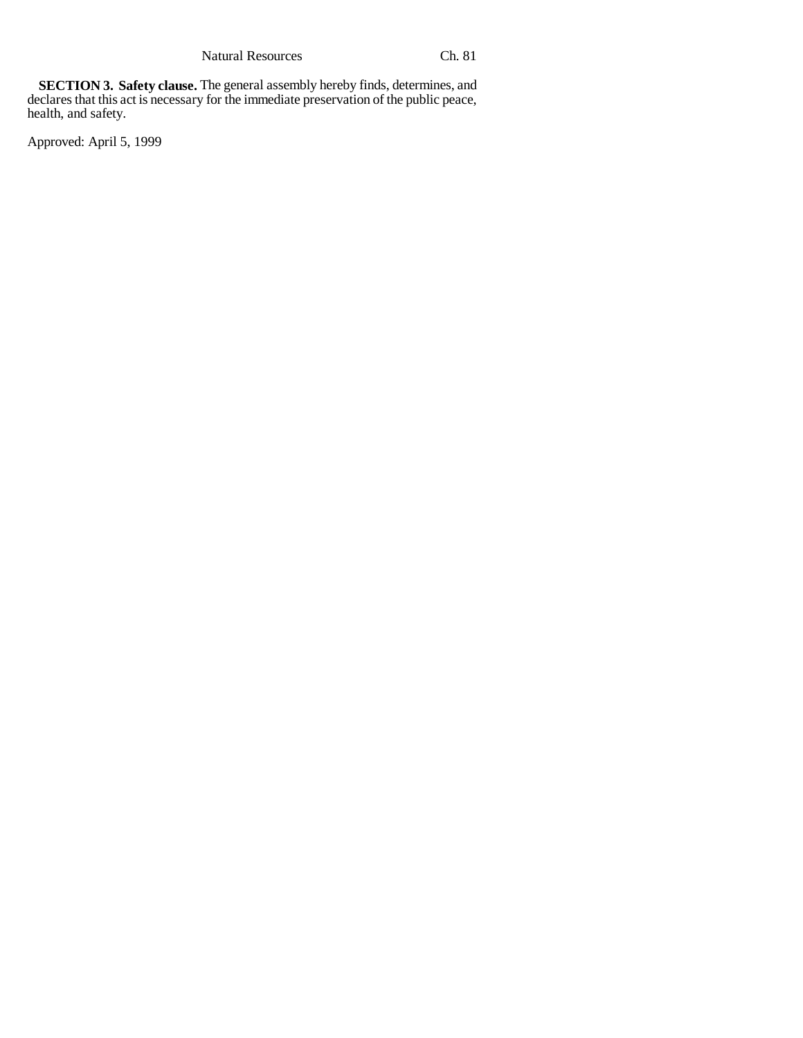**SECTION 3. Safety clause.** The general assembly hereby finds, determines, and declares that this act is necessary for the immediate preservation of the public peace, health, and safety.

Approved: April 5, 1999